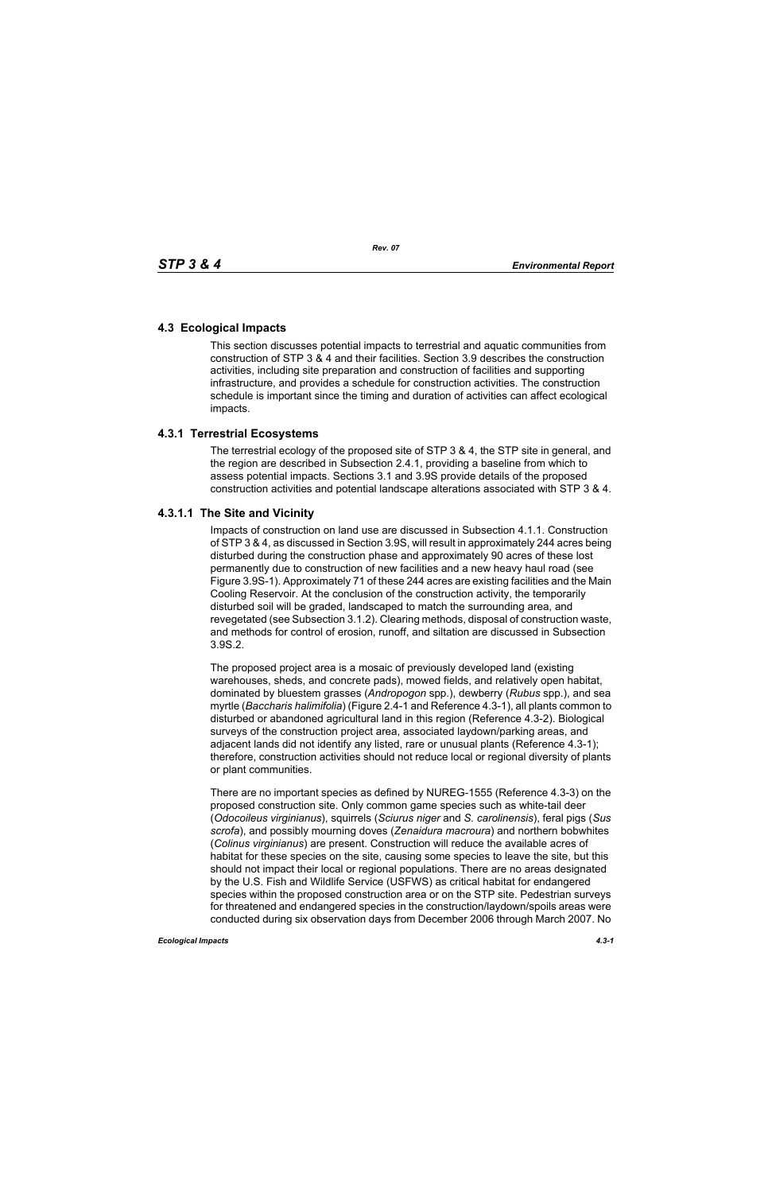## 4.3 Ecological Impacts

This section discusses potential impacts to terrestrial and aquatic communities from construction of STP 3 & 4 and their facilities. Section 3.9 describes the construction activities, including site preparation and construction of facilities and supporting infrastructure, and provides a schedule for construction activities. The construction schedule is important since the timing and duration of activities can affect ecological impacts.

### 4.3.1 Terrestrial Ecosystems

The terrestrial ecology of the proposed site of STP 3 & 4, the STP site in general, and the region are described in Subsection 2.4.1, providing a baseline from which to assess potential impacts. Sections 3.1 and 3.9S provide details of the proposed construction activities and potential landscape alterations associated with STP 3 & 4.

#### 4.3.1.1 The Site and Vicinity

Impacts of construction on land use are discussed in Subsection 4.1.1. Construction of STP 3 & 4, as discussed in Section 3.9S, will result in approximately 244 acres being disturbed during the construction phase and approximately 90 acres of these lost permanently due to construction of new facilities and a new heavy haul road (see Figure 3.9S-1). Approximately 71 of these 244 acres are existing facilities and the Main Cooling Reservoir. At the conclusion of the construction activity, the temporarily disturbed soil will be graded, landscaped to match the surrounding area, and revegetated (see Subsection 3.1.2). Clearing methods, disposal of construction waste, and methods for control of erosion, runoff, and siltation are discussed in Subsection 3.9S.2.

The proposed project area is a mosaic of previously developed land (existing warehouses, sheds, and concrete pads), mowed fields, and relatively open habitat, dominated by bluestem grasses (*Andropogon* spp.), dewberry (*Rubus* spp.), and sea myrtle (*Baccharis halimifolia*) (Figure 2.4-1 and Reference 4.3-1), all plants common to disturbed or abandoned agricultural land in this region (Reference 4.3-2). Biological surveys of the construction project area, associated laydown/parking areas, and adjacent lands did not identify any listed, rare or unusual plants (Reference 4.3-1); therefore, construction activities should not reduce local or regional diversity of plants or plant communities.

There are no important species as defined by NUREG-1555 (Reference 4.3-3) on the proposed construction site. Only common game species such as white-tail deer (*Odocoileus virginianus*), squirrels (*Sciurus niger* and *S. carolinensis*), feral pigs (*Sus scrofa*), and possibly mourning doves (*Zenaidura macroura*) and northern bobwhites (*Colinus virginianus*) are present. Construction will reduce the available acres of habitat for these species on the site, causing some species to leave the site, but this should not impact their local or regional populations. There are no areas designated by the U.S. Fish and Wildlife Service (USFWS) as critical habitat for endangered species within the proposed construction area or on the STP site. Pedestrian surveys for threatened and endangered species in the construction/laydown/spoils areas were conducted during six observation days from December 2006 through March 2007. No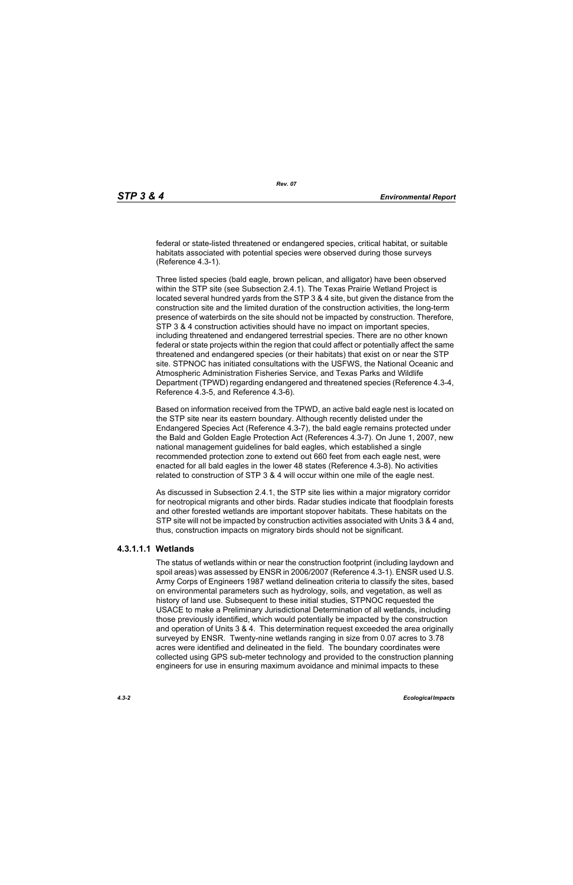federal or state-listed threatened or endangered species, critical habitat, or suitable habitats associated with potential species were observed during those surveys (Reference 4.3-1).

Three listed species (bald eagle, brown pelican, and alligator) have been observed within the STP site (see Subsection 2.4.1). The Texas Prairie Wetland Project is located several hundred yards from the STP 3 & 4 site, but given the distance from the construction site and the limited duration of the construction activities, the long-term presence of waterbirds on the site should not be impacted by construction. Therefore, STP 3 & 4 construction activities should have no impact on important species, including threatened and endangered terrestrial species. There are no other known federal or state projects within the region that could affect or potentially affect the same threatened and endangered species (or their habitats) that exist on or near the STP site. STPNOC has initiated consultations with the USFWS, the National Oceanic and Atmospheric Administration Fisheries Service, and Texas Parks and Wildlife Department (TPWD) regarding endangered and threatened species (Reference 4.3-4, Reference 4.3-5, and Reference 4.3-6).

Based on information received from the TPWD, an active bald eagle nest is located on the STP site near its eastern boundary. Although recently delisted under the Endangered Species Act (Reference 4.3-7), the bald eagle remains protected under the Bald and Golden Eagle Protection Act (References 4.3-7). On June 1, 2007, new national management guidelines for bald eagles, which established a single recommended protection zone to extend out 660 feet from each eagle nest, were enacted for all bald eagles in the lower 48 states (Reference 4.3-8). No activities related to construction of STP 3 & 4 will occur within one mile of the eagle nest.

As discussed in Subsection 2.4.1, the STP site lies within a major migratory corridor for neotropical migrants and other birds. Radar studies indicate that floodplain forests and other forested wetlands are important stopover habitats. These habitats on the STP site will not be impacted by construction activities associated with Units 3 & 4 and, thus, construction impacts on migratory birds should not be significant.

#### 4.3.1.1.1 Wetlands

The status of wetlands within or near the construction footprint (including laydown and spoil areas) was assessed by ENSR in 2006/2007 (Reference 4.3-1). ENSR used U.S. Army Corps of Engineers 1987 wetland delineation criteria to classify the sites, based on environmental parameters such as hydrology, soils, and vegetation, as well as history of land use. Subsequent to these initial studies, STPNOC requested the USACE to make a Preliminary Jurisdictional Determination of all wetlands, including those previously identified, which would potentially be impacted by the construction and operation of Units 3 & 4. This determination request exceeded the area originally surveyed by ENSR. Twenty-nine wetlands ranging in size from 0.07 acres to 3.78 acres were identified and delineated in the field. The boundary coordinates were collected using GPS sub-meter technology and provided to the construction planning engineers for use in ensuring maximum avoidance and minimal impacts to these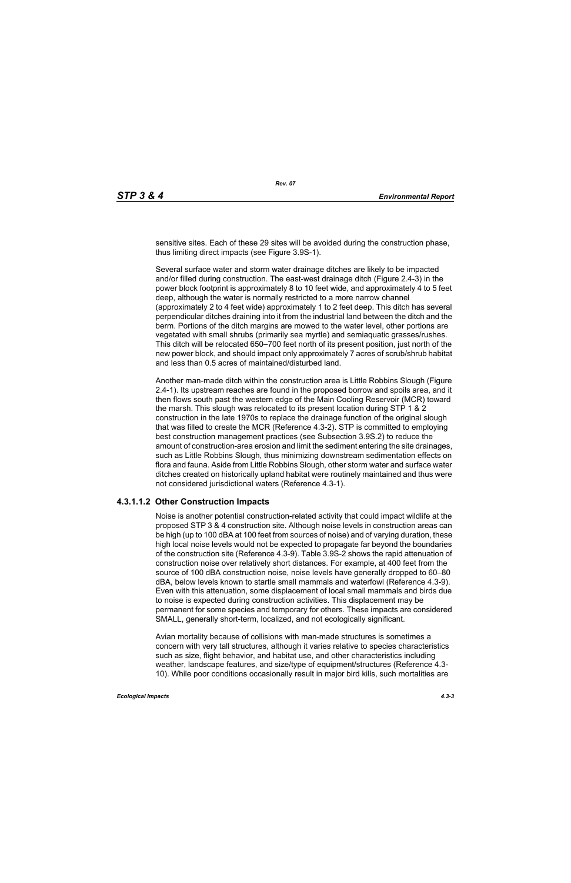sensitive sites. Each of these 29 sites will be avoided during the construction phase, thus limiting direct impacts (see Figure 3.9S-1).

Several surface water and storm water drainage ditches are likely to be impacted and/or filled during construction. The east-west drainage ditch (Figure 2.4-3) in the power block footprint is approximately 8 to 10 feet wide, and approximately 4 to 5 feet deep, although the water is normally restricted to a more narrow channel (approximately 2 to 4 feet wide) approximately 1 to 2 feet deep. This ditch has several perpendicular ditches draining into it from the industrial land between the ditch and the berm. Portions of the ditch margins are mowed to the water level, other portions are vegetated with small shrubs (primarily sea myrtle) and semiaquatic grasses/rushes. This ditch will be relocated 650–700 feet north of its present position, just north of the new power block, and should impact only approximately 7 acres of scrub/shrub habitat and less than 0.5 acres of maintained/disturbed land.

Another man-made ditch within the construction area is Little Robbins Slough (Figure 2.4-1). Its upstream reaches are found in the proposed borrow and spoils area, and it then flows south past the western edge of the Main Cooling Reservoir (MCR) toward the marsh. This slough was relocated to its present location during STP 1 & 2 construction in the late 1970s to replace the drainage function of the original slough that was filled to create the MCR (Reference 4.3-2). STP is committed to employing best construction management practices (see Subsection 3.9S.2) to reduce the amount of construction-area erosion and limit the sediment entering the site drainages, such as Little Robbins Slough, thus minimizing downstream sedimentation effects on flora and fauna. Aside from Little Robbins Slough, other storm water and surface water ditches created on historically upland habitat were routinely maintained and thus were not considered jurisdictional waters (Reference 4.3-1).

#### 4.3.1.1.2 Other Construction Impacts

Noise is another potential construction-related activity that could impact wildlife at the proposed STP 3 & 4 construction site. Although noise levels in construction areas can be high (up to 100 dBA at 100 feet from sources of noise) and of varying duration, these high local noise levels would not be expected to propagate far beyond the boundaries of the construction site (Reference 4.3-9). Table 3.9S-2 shows the rapid attenuation of construction noise over relatively short distances. For example, at 400 feet from the source of 100 dBA construction noise, noise levels have generally dropped to 60–80 dBA, below levels known to startle small mammals and waterfowl (Reference 4.3-9). Even with this attenuation, some displacement of local small mammals and birds due to noise is expected during construction activities. This displacement may be permanent for some species and temporary for others. These impacts are considered SMALL, generally short-term, localized, and not ecologically significant.

Avian mortality because of collisions with man-made structures is sometimes a concern with very tall structures, although it varies relative to species characteristics such as size, flight behavior, and habitat use, and other characteristics including weather, landscape features, and size/type of equipment/structures (Reference 4.3-10). While poor conditions occasionally result in major bird kills, such mortalities are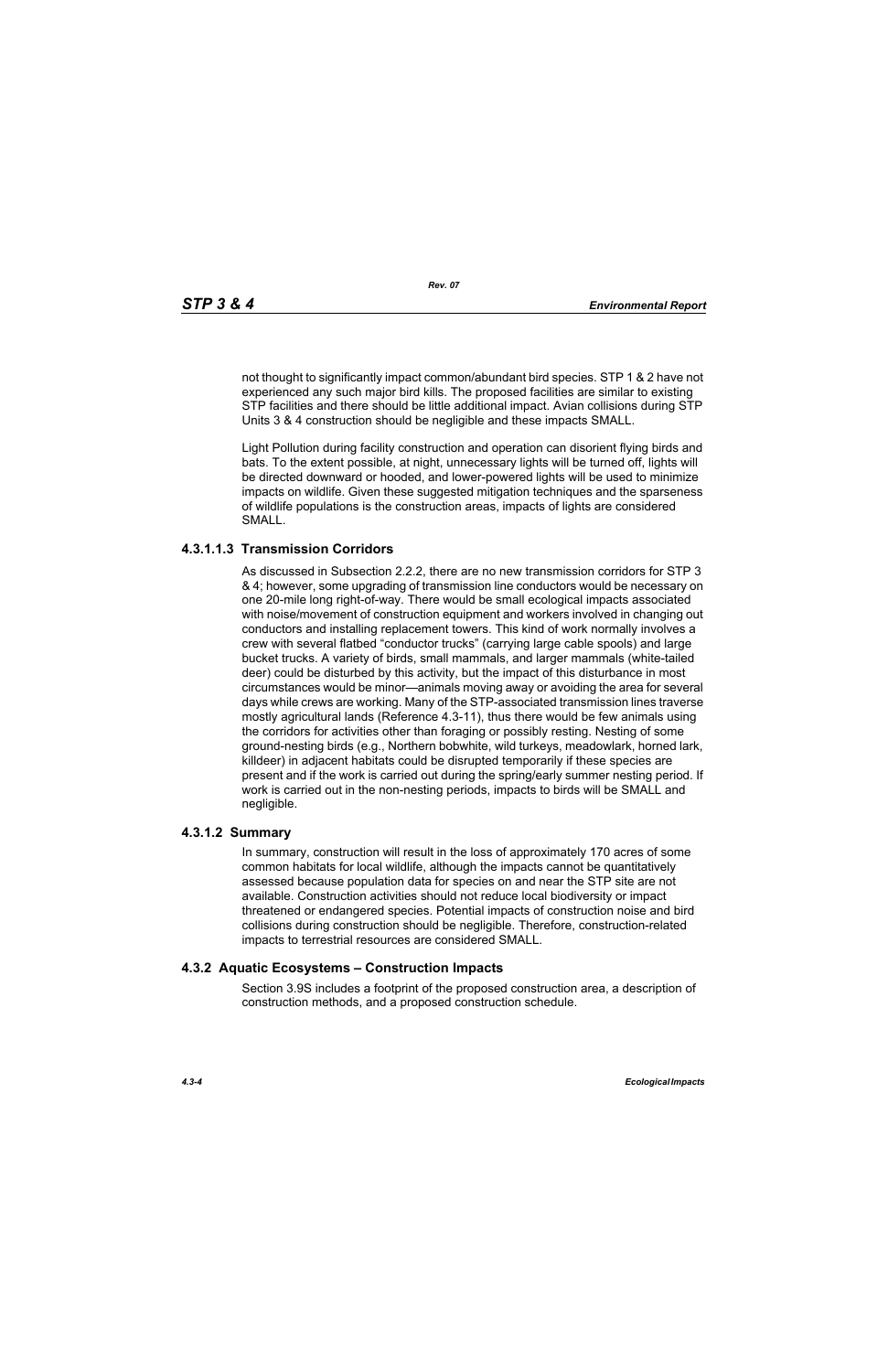not thought to significantly impact common/abundant bird species. STP 1 & 2 have not experienced any such major bird kills. The proposed facilities are similar to existing STP facilities and there should be little additional impact. Avian collisions during STP Units 3 & 4 construction should be negligible and these impacts SMALL.

Light Pollution during facility construction and operation can disorient flying birds and bats. To the extent possible, at night, unnecessary lights will be turned off, lights will be directed downward or hooded, and lower-powered lights will be used to minimize impacts on wildlife. Given these suggested mitigation techniques and the sparseness of wildlife populations is the construction areas, impacts of lights are considered SMALL.

#### 4.3.1.1.3 Transmission Corridors

As discussed in Subsection 2.2.2, there are no new transmission corridors for STP 3 & 4; however, some upgrading of transmission line conductors would be necessary on one 20-mile long right-of-way. There would be small ecological impacts associated with noise/movement of construction equipment and workers involved in changing out conductors and installing replacement towers. This kind of work normally involves a crew with several flatbed "conductor trucks" (carrying large cable spools) and large bucket trucks. A variety of birds, small mammals, and larger mammals (white-tailed deer) could be disturbed by this activity, but the impact of this disturbance in most circumstances would be minor—animals moving away or avoiding the area for several days while crews are working. Many of the STP-associated transmission lines traverse mostly agricultural lands (Reference 4.3-11), thus there would be few animals using the corridors for activities other than foraging or possibly resting. Nesting of some ground-nesting birds (e.g., Northern bobwhite, wild turkeys, meadowlark, horned lark, killdeer) in adjacent habitats could be disrupted temporarily if these species are present and if the work is carried out during the spring/early summer nesting period. If work is carried out in the non-nesting periods, impacts to birds will be SMALL and negligible.

### 4.3.1.2 Summary

In summary, construction will result in the loss of approximately 170 acres of some common habitats for local wildlife, although the impacts cannot be quantitatively assessed because population data for species on and near the STP site are not available. Construction activities should not reduce local biodiversity or impact threatened or endangered species. Potential impacts of construction noise and bird collisions during construction should be negligible. Therefore, construction-related impacts to terrestrial resources are considered SMALL.

## 4.3.2 Aquatic Ecosystems – Construction Impacts

Section 3.9S includes a footprint of the proposed construction area, a description of construction methods, and a proposed construction schedule.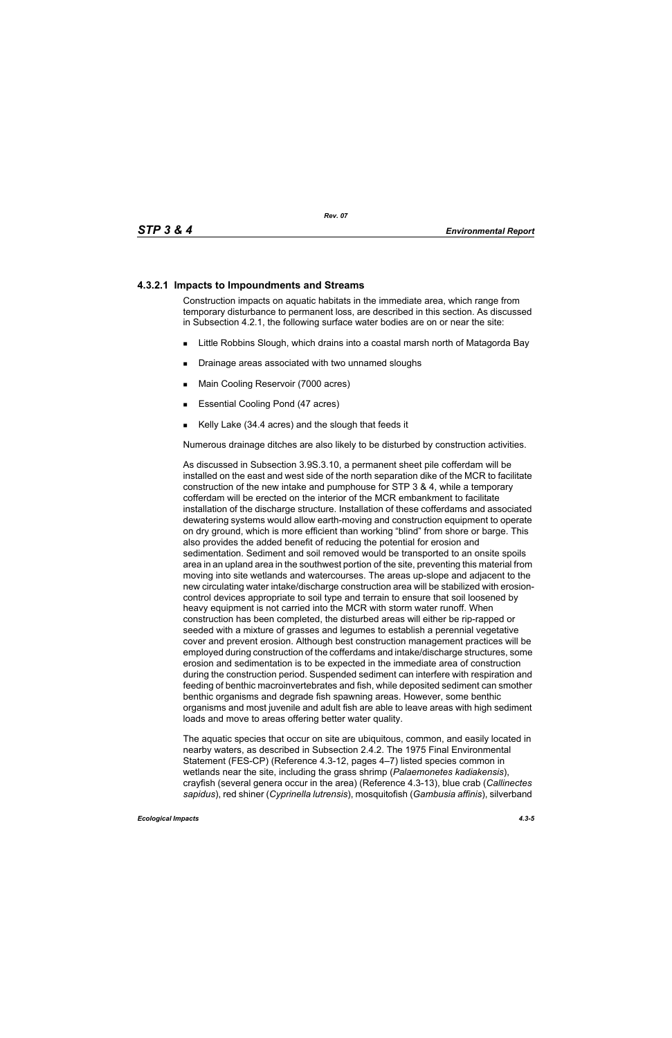#### 4.3.2.1 Impacts to Impoundments and Streams

Construction impacts on aquatic habitats in the immediate area, which range from temporary disturbance to permanent loss, are described in this section. As discussed in Subsection 4.2.1, the following surface water bodies are on or near the site:

- Little Robbins Slough, which drains into a coastal marsh north of Matagorda Bay
- Drainage areas associated with two unnamed sloughs
- Main Cooling Reservoir (7000 acres)
- Essential Cooling Pond (47 acres)
- Kelly Lake (34.4 acres) and the slough that feeds it

Numerous drainage ditches are also likely to be disturbed by construction activities.

As discussed in Subsection 3.9S.3.10, a permanent sheet pile cofferdam will be installed on the east and west side of the north separation dike of the MCR to facilitate construction of the new intake and pumphouse for STP 3 & 4, while a temporary cofferdam will be erected on the interior of the MCR embankment to facilitate installation of the discharge structure. Installation of these cofferdams and associated dewatering systems would allow earth-moving and construction equipment to operate on dry ground, which is more efficient than working "blind" from shore or barge. This also provides the added benefit of reducing the potential for erosion and sedimentation. Sediment and soil removed would be transported to an onsite spoils area in an upland area in the southwest portion of the site, preventing this material from moving into site wetlands and watercourses. The areas up-slope and adjacent to the new circulating water intake/discharge construction area will be stabilized with erosion-control devices appropriate to soil type and terrain to ensure that soil loosened by heavy equipment is not carried into the MCR with storm water runoff. When construction has been completed, the disturbed areas will either be rip-rapped or seeded with a mixture of grasses and legumes to establish a perennial vegetative cover and prevent erosion. Although best construction management practices will be employed during construction of the cofferdams and intake/discharge structures, some erosion and sedimentation is to be expected in the immediate area of construction during the construction period. Suspended sediment can interfere with respiration and feeding of benthic macroinvertebrates and fish, while deposited sediment can smother benthic organisms and degrade fish spawning areas. However, some benthic organisms and most juvenile and adult fish are able to leave areas with high sediment loads and move to areas offering better water quality.

The aquatic species that occur on site are ubiquitous, common, and easily located in nearby waters, as described in Subsection 2.4.2. The 1975 Final Environmental Statement (FES-CP) (Reference 4.3-12, pages 4–7) listed species common in wetlands near the site, including the grass shrimp (*Palaemonetes kadiakensis*), crayfish (several genera occur in the area) (Reference 4.3-13), blue crab (*Callinectes sapidus*), red shiner (*Cyprinella lutrensis*), mosquitofish (*Gambusia affinis*), silverband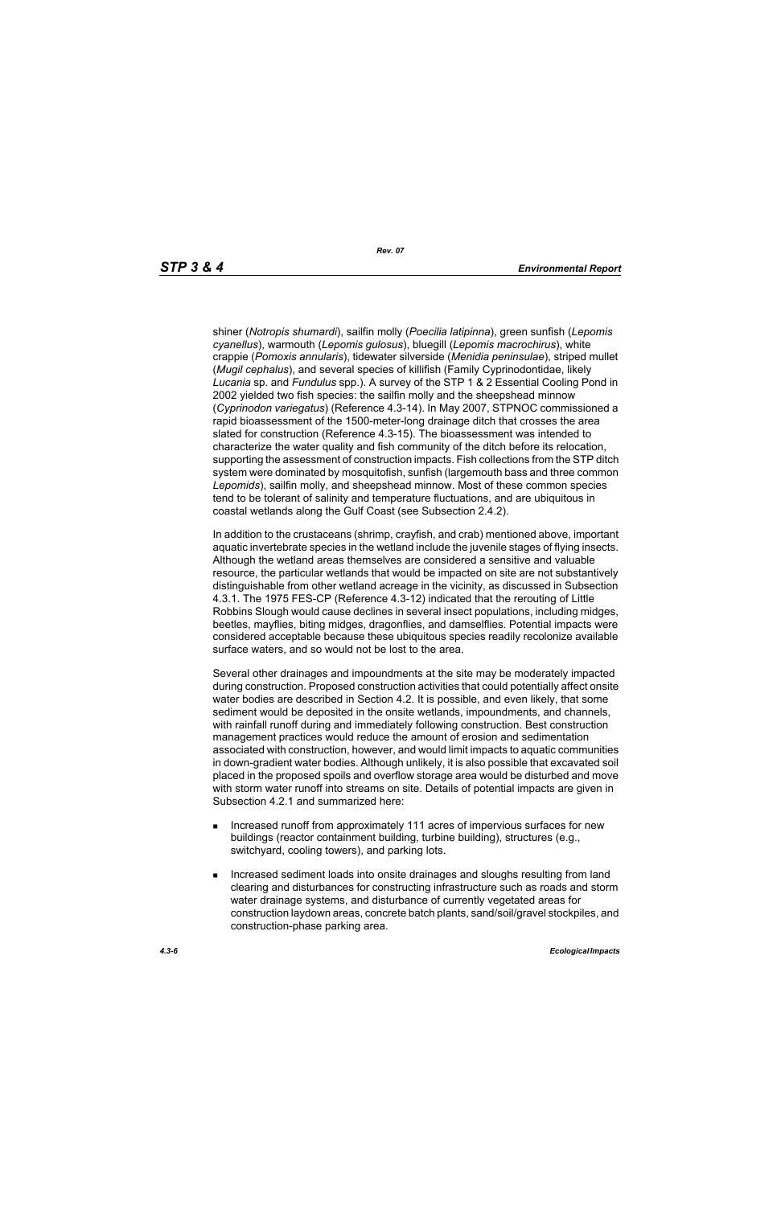shiner (*Notropis shumardi*), sailfin molly (*Poecilia latipinna*), green sunfish (*Lepomis cyanellus*), warmouth (*Lepomis gulosus*), bluegill (*Lepomis macrochirus*), white crappie (*Pomoxis annularis*), tidewater silverside (*Menidia peninsulae*), striped mullet (*Mugil cephalus*), and several species of killifish (Family Cyprinodontidae, likely *Lucania* sp. and *Fundulus* spp.). A survey of the STP 1 & 2 Essential Cooling Pond in 2002 yielded two fish species: the sailfin molly and the sheepshead minnow (*Cyprinodon variegatus*) (Reference 4.3-14). In May 2007, STPNOC commissioned a rapid bioassessment of the 1500-meter-long drainage ditch that crosses the area slated for construction (Reference 4.3-15). The bioassessment was intended to characterize the water quality and fish community of the ditch before its relocation, supporting the assessment of construction impacts. Fish collections from the STP ditch system were dominated by mosquitofish, sunfish (largemouth bass and three common *Lepomids*), sailfin molly, and sheepshead minnow. Most of these common species tend to be tolerant of salinity and temperature fluctuations, and are ubiquitous in coastal wetlands along the Gulf Coast (see Subsection 2.4.2).

In addition to the crustaceans (shrimp, crayfish, and crab) mentioned above, important aquatic invertebrate species in the wetland include the juvenile stages of flying insects. Although the wetland areas themselves are considered a sensitive and valuable resource, the particular wetlands that would be impacted on site are not substantively distinguishable from other wetland acreage in the vicinity, as discussed in Subsection 4.3.1. The 1975 FES-CP (Reference 4.3-12) indicated that the rerouting of Little Robbins Slough would cause declines in several insect populations, including midges, beetles, mayflies, biting midges, dragonflies, and damselflies. Potential impacts were considered acceptable because these ubiquitous species readily recolonize available surface waters, and so would not be lost to the area.

Several other drainages and impoundments at the site may be moderately impacted during construction. Proposed construction activities that could potentially affect onsite water bodies are described in Section 4.2. It is possible, and even likely, that some sediment would be deposited in the onsite wetlands, impoundments, and channels, with rainfall runoff during and immediately following construction. Best construction management practices would reduce the amount of erosion and sedimentation associated with construction, however, and would limit impacts to aquatic communities in down-gradient water bodies. Although unlikely, it is also possible that excavated soil placed in the proposed spoils and overflow storage area would be disturbed and move with storm water runoff into streams on site. Details of potential impacts are given in Subsection 4.2.1 and summarized here:

- Increased runoff from approximately 111 acres of impervious surfaces for new buildings (reactor containment building, turbine building), structures (e.g., switchyard, cooling towers), and parking lots.
- Increased sediment loads into onsite drainages and sloughs resulting from land clearing and disturbances for constructing infrastructure such as roads and storm water drainage systems, and disturbance of currently vegetated areas for construction laydown areas, concrete batch plants, sand/soil/gravel stockpiles, and construction-phase parking area.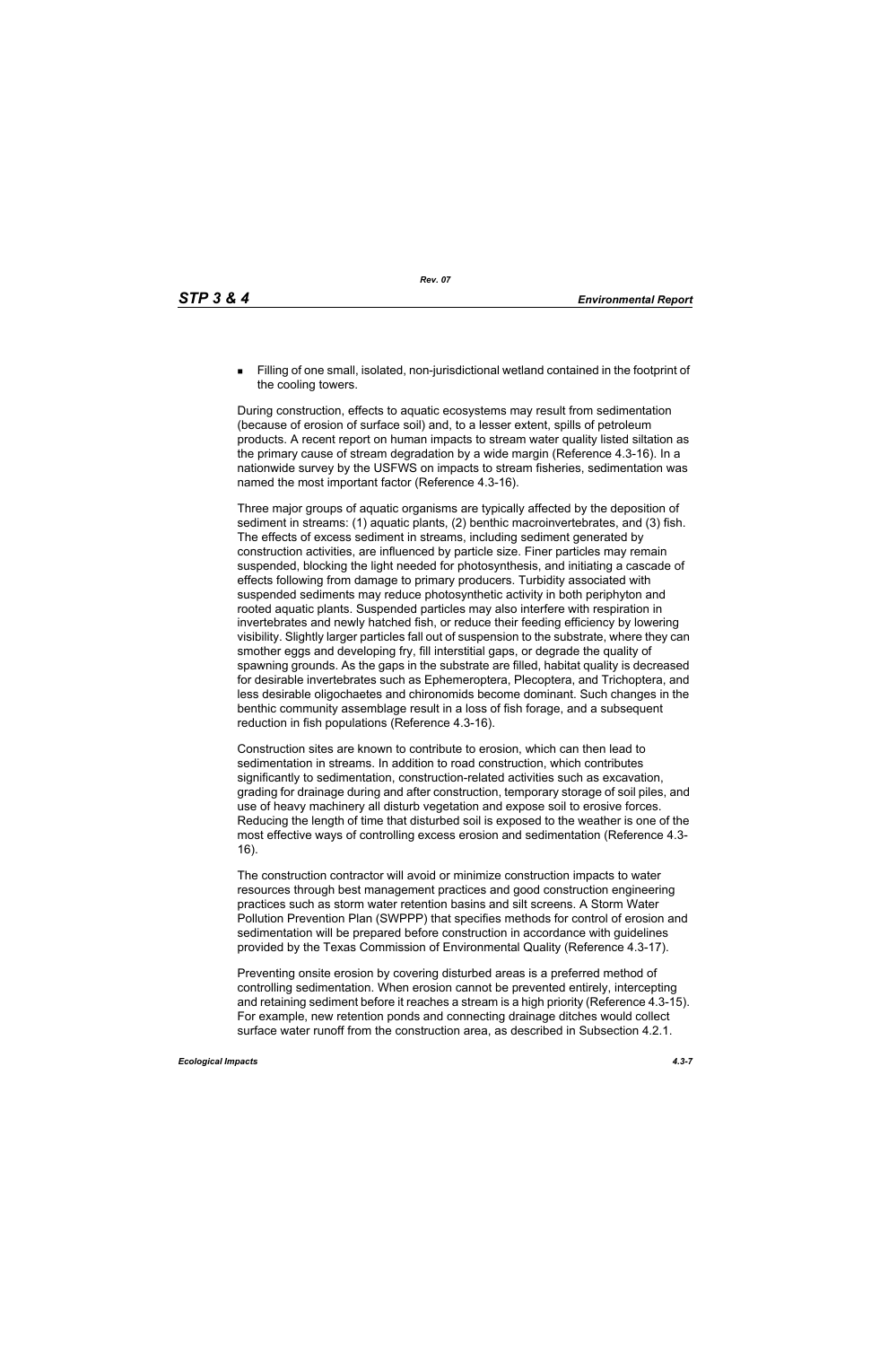- Filling of one small, isolated, non-jurisdictional wetland contained in the footprint of the cooling towers.

During construction, effects to aquatic ecosystems may result from sedimentation (because of erosion of surface soil) and, to a lesser extent, spills of petroleum products. A recent report on human impacts to stream water quality listed siltation as the primary cause of stream degradation by a wide margin (Reference 4.3-16). In a nationwide survey by the USFWS on impacts to stream fisheries, sedimentation was named the most important factor (Reference 4.3-16).

Three major groups of aquatic organisms are typically affected by the deposition of sediment in streams: (1) aquatic plants, (2) benthic macroinvertebrates, and (3) fish. The effects of excess sediment in streams, including sediment generated by construction activities, are influenced by particle size. Finer particles may remain suspended, blocking the light needed for photosynthesis, and initiating a cascade of effects following from damage to primary producers. Turbidity associated with suspended sediments may reduce photosynthetic activity in both periphyton and rooted aquatic plants. Suspended particles may also interfere with respiration in invertebrates and newly hatched fish, or reduce their feeding efficiency by lowering visibility. Slightly larger particles fall out of suspension to the substrate, where they can smother eggs and developing fry, fill interstitial gaps, or degrade the quality of spawning grounds. As the gaps in the substrate are filled, habitat quality is decreased for desirable invertebrates such as Ephemeroptera, Plecoptera, and Trichoptera, and less desirable oligochaetes and chironomids become dominant. Such changes in the benthic community assemblage result in a loss of fish forage, and a subsequent reduction in fish populations (Reference 4.3-16).

Construction sites are known to contribute to erosion, which can then lead to sedimentation in streams. In addition to road construction, which contributes significantly to sedimentation, construction-related activities such as excavation, grading for drainage during and after construction, temporary storage of soil piles, and use of heavy machinery all disturb vegetation and expose soil to erosive forces. Reducing the length of time that disturbed soil is exposed to the weather is one of the most effective ways of controlling excess erosion and sedimentation (Reference 4.3-16).

The construction contractor will avoid or minimize construction impacts to water resources through best management practices and good construction engineering practices such as storm water retention basins and silt screens. A Storm Water Pollution Prevention Plan (SWPPP) that specifies methods for control of erosion and sedimentation will be prepared before construction in accordance with guidelines provided by the Texas Commission of Environmental Quality (Reference 4.3-17).

Preventing onsite erosion by covering disturbed areas is a preferred method of controlling sedimentation. When erosion cannot be prevented entirely, intercepting and retaining sediment before it reaches a stream is a high priority (Reference 4.3-15). For example, new retention ponds and connecting drainage ditches would collect surface water runoff from the construction area, as described in Subsection 4.2.1.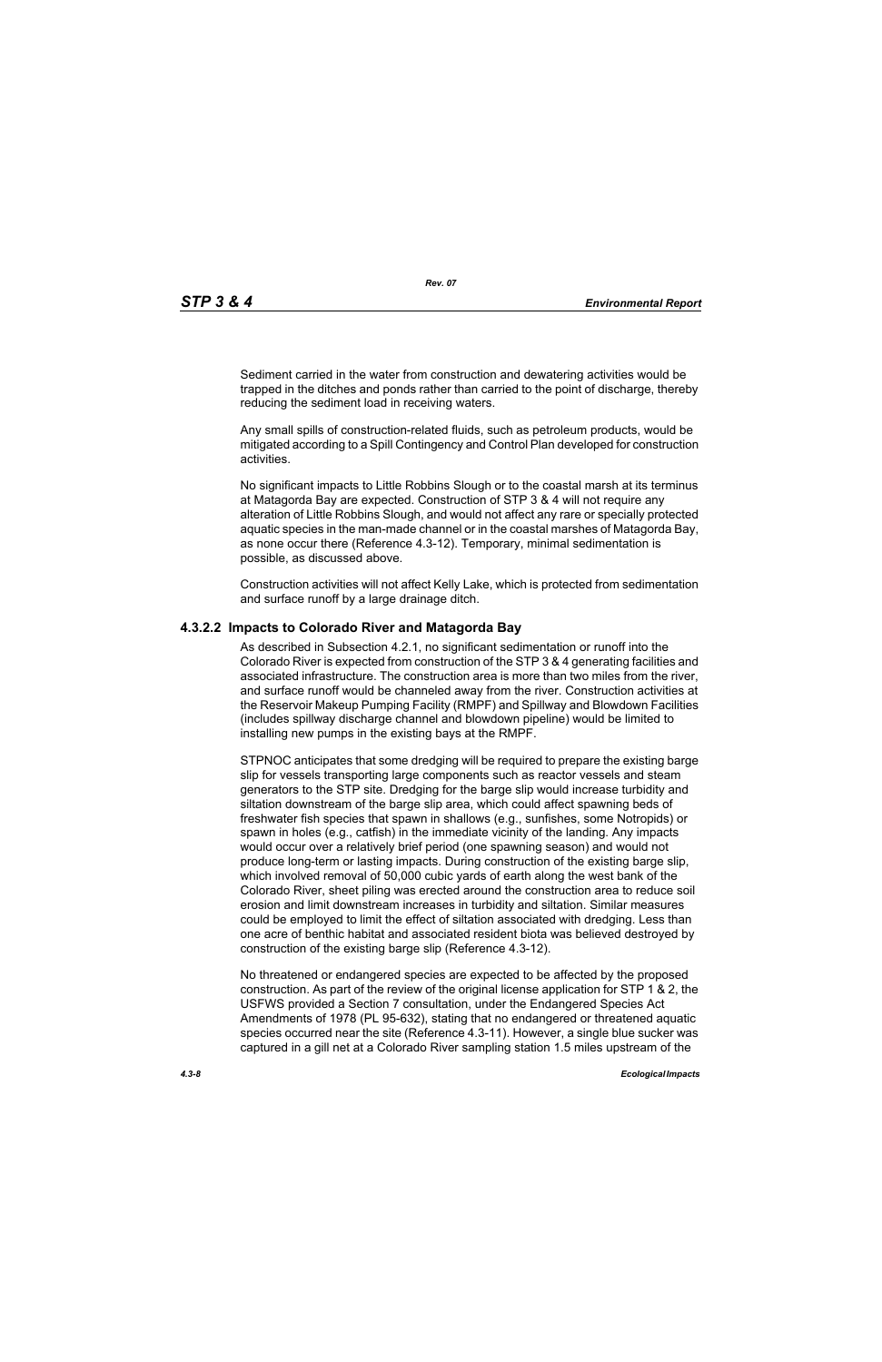Sediment carried in the water from construction and dewatering activities would be trapped in the ditches and ponds rather than carried to the point of discharge, thereby reducing the sediment load in receiving waters.

Any small spills of construction-related fluids, such as petroleum products, would be mitigated according to a Spill Contingency and Control Plan developed for construction activities.

No significant impacts to Little Robbins Slough or to the coastal marsh at its terminus at Matagorda Bay are expected. Construction of STP 3 & 4 will not require any alteration of Little Robbins Slough, and would not affect any rare or specially protected aquatic species in the man-made channel or in the coastal marshes of Matagorda Bay, as none occur there (Reference 4.3-12). Temporary, minimal sedimentation is possible, as discussed above.

Construction activities will not affect Kelly Lake, which is protected from sedimentation and surface runoff by a large drainage ditch.

### 4.3.2.2 Impacts to Colorado River and Matagorda Bay

As described in Subsection 4.2.1, no significant sedimentation or runoff into the Colorado River is expected from construction of the STP 3 & 4 generating facilities and associated infrastructure. The construction area is more than two miles from the river, and surface runoff would be channeled away from the river. Construction activities at the Reservoir Makeup Pumping Facility (RMPF) and Spillway and Blowdown Facilities (includes spillway discharge channel and blowdown pipeline) would be limited to installing new pumps in the existing bays at the RMPF.

STPNOC anticipates that some dredging will be required to prepare the existing barge slip for vessels transporting large components such as reactor vessels and steam generators to the STP site. Dredging for the barge slip would increase turbidity and siltation downstream of the barge slip area, which could affect spawning beds of freshwater fish species that spawn in shallows (e.g., sunfishes, some Notropids) or spawn in holes (e.g., catfish) in the immediate vicinity of the landing. Any impacts would occur over a relatively brief period (one spawning season) and would not produce long-term or lasting impacts. During construction of the existing barge slip, which involved removal of 50,000 cubic yards of earth along the west bank of the Colorado River, sheet piling was erected around the construction area to reduce soil erosion and limit downstream increases in turbidity and siltation. Similar measures could be employed to limit the effect of siltation associated with dredging. Less than one acre of benthic habitat and associated resident biota was believed destroyed by construction of the existing barge slip (Reference 4.3-12).

No threatened or endangered species are expected to be affected by the proposed construction. As part of the review of the original license application for STP 1 & 2, the USFWS provided a Section 7 consultation, under the Endangered Species Act Amendments of 1978 (PL 95-632), stating that no endangered or threatened aquatic species occurred near the site (Reference 4.3-11). However, a single blue sucker was captured in a gill net at a Colorado River sampling station 1.5 miles upstream of the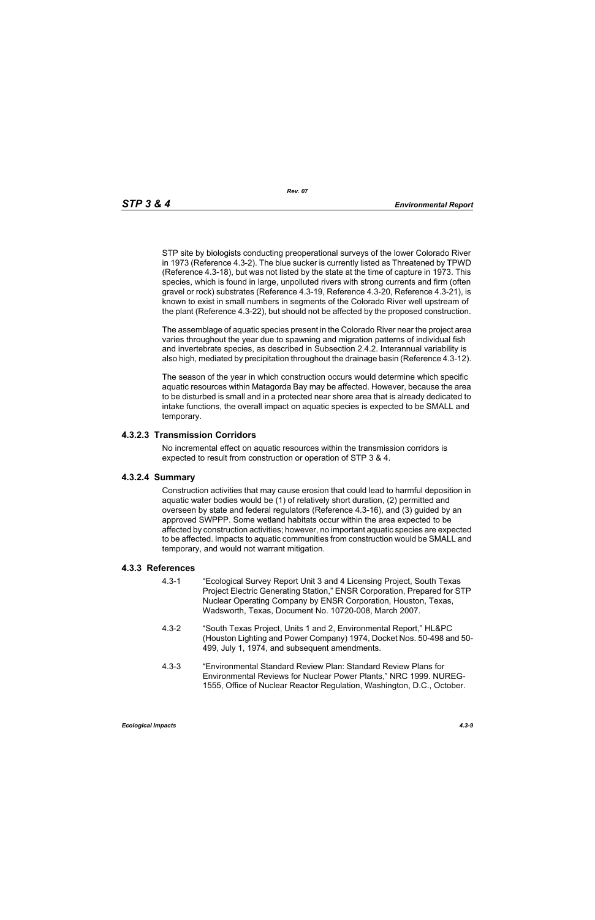STP site by biologists conducting preoperational surveys of the lower Colorado River in 1973 (Reference 4.3-2). The blue sucker is currently listed as Threatened by TPWD (Reference 4.3-18), but was not listed by the state at the time of capture in 1973. This species, which is found in large, unpolluted rivers with strong currents and firm (often gravel or rock) substrates (Reference 4.3-19, Reference 4.3-20, Reference 4.3-21), is known to exist in small numbers in segments of the Colorado River well upstream of the plant (Reference 4.3-22), but should not be affected by the proposed construction.

The assemblage of aquatic species present in the Colorado River near the project area varies throughout the year due to spawning and migration patterns of individual fish and invertebrate species, as described in Subsection 2.4.2. Interannual variability is also high, mediated by precipitation throughout the drainage basin (Reference 4.3-12).

The season of the year in which construction occurs would determine which specific aquatic resources within Matagorda Bay may be affected. However, because the area to be disturbed is small and in a protected near shore area that is already dedicated to intake functions, the overall impact on aquatic species is expected to be SMALL and temporary.

#### 4.3.2.3 Transmission Corridors

No incremental effect on aquatic resources within the transmission corridors is expected to result from construction or operation of STP 3 & 4.

#### 4.3.2.4 Summary

Construction activities that may cause erosion that could lead to harmful deposition in aquatic water bodies would be (1) of relatively short duration, (2) permitted and overseen by state and federal regulators (Reference 4.3-16), and (3) guided by an approved SWPPP. Some wetland habitats occur within the area expected to be affected by construction activities; however, no important aquatic species are expected to be affected. Impacts to aquatic communities from construction would be SMALL and temporary, and would not warrant mitigation.

### 4.3.3 References

4.3-1 "Ecological Survey Report Unit 3 and 4 Licensing Project, South Texas Project Electric Generating Station," ENSR Corporation, Prepared for STP Nuclear Operating Company by ENSR Corporation, Houston, Texas, Wadsworth, Texas, Document No. 10720-008, March 2007.

4.3-2 "South Texas Project, Units 1 and 2, Environmental Report," HL&PC (Houston Lighting and Power Company) 1974, Docket Nos. 50-498 and 50-499, July 1, 1974, and subsequent amendments.

4.3-3 "Environmental Standard Review Plan: Standard Review Plans for Environmental Reviews for Nuclear Power Plants," NRC 1999. NUREG-1555, Office of Nuclear Reactor Regulation, Washington, D.C., October.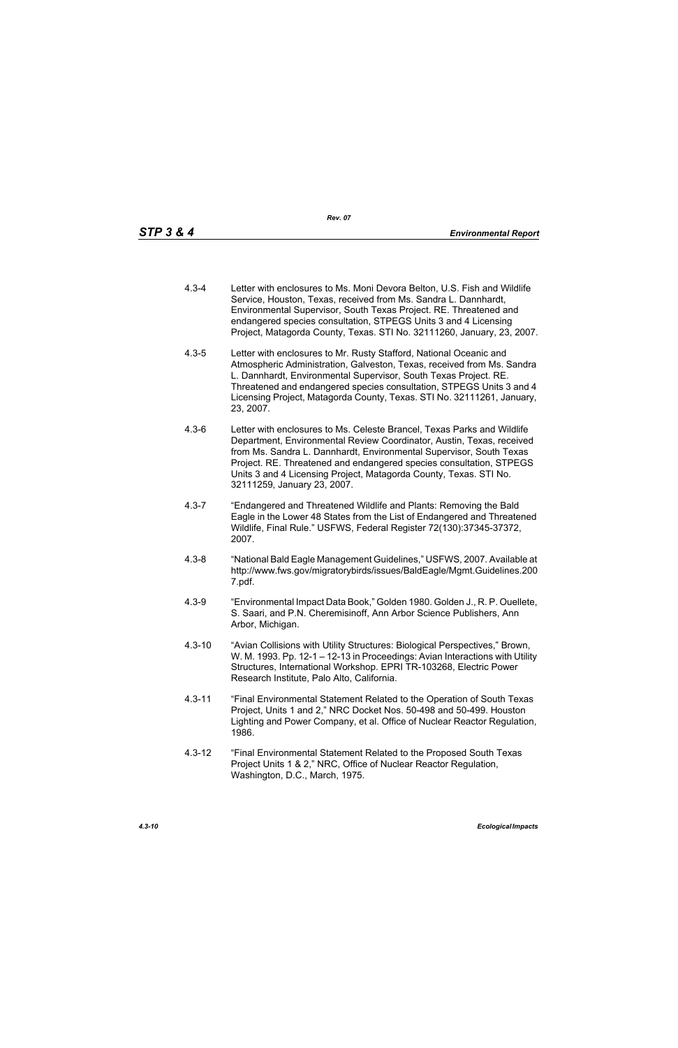4.3-4 Letter with enclosures to Ms. Moni Devora Belton, U.S. Fish and Wildlife Service, Houston, Texas, received from Ms. Sandra L. Dannhardt, Environmental Supervisor, South Texas Project. RE. Threatened and endangered species consultation, STPEGS Units 3 and 4 Licensing Project, Matagorda County, Texas. STI No. 32111260, January, 23, 2007.

4.3-5 Letter with enclosures to Mr. Rusty Stafford, National Oceanic and Atmospheric Administration, Galveston, Texas, received from Ms. Sandra L. Dannhardt, Environmental Supervisor, South Texas Project. RE. Threatened and endangered species consultation, STPEGS Units 3 and 4 Licensing Project, Matagorda County, Texas. STI No. 32111261, January, 23, 2007.

4.3-6 Letter with enclosures to Ms. Celeste Brancel, Texas Parks and Wildlife Department, Environmental Review Coordinator, Austin, Texas, received from Ms. Sandra L. Dannhardt, Environmental Supervisor, South Texas Project. RE. Threatened and endangered species consultation, STPEGS Units 3 and 4 Licensing Project, Matagorda County, Texas. STI No. 32111259, January 23, 2007.

4.3-7 "Endangered and Threatened Wildlife and Plants: Removing the Bald Eagle in the Lower 48 States from the List of Endangered and Threatened Wildlife, Final Rule." USFWS, Federal Register 72(130):37345-37372, 2007.

4.3-8 "National Bald Eagle Management Guidelines," USFWS, 2007. Available at http://www.fws.gov/migratorybirds/issues/BaldEagle/Mgmt.Guidelines.2007.pdf.

4.3-9 "Environmental Impact Data Book," Golden 1980. Golden J., R. P. Ouellete, S. Saari, and P.N. Cheremisinoff, Ann Arbor Science Publishers, Ann Arbor, Michigan.

4.3-10 "Avian Collisions with Utility Structures: Biological Perspectives," Brown, W. M. 1993. Pp. 12-1 – 12-13 in Proceedings: Avian Interactions with Utility Structures, International Workshop. EPRI TR-103268, Electric Power Research Institute, Palo Alto, California.

4.3-11 "Final Environmental Statement Related to the Operation of South Texas Project, Units 1 and 2," NRC Docket Nos. 50-498 and 50-499. Houston Lighting and Power Company, et al. Office of Nuclear Reactor Regulation, 1986.

4.3-12 "Final Environmental Statement Related to the Proposed South Texas Project Units 1 & 2," NRC, Office of Nuclear Reactor Regulation, Washington, D.C., March, 1975.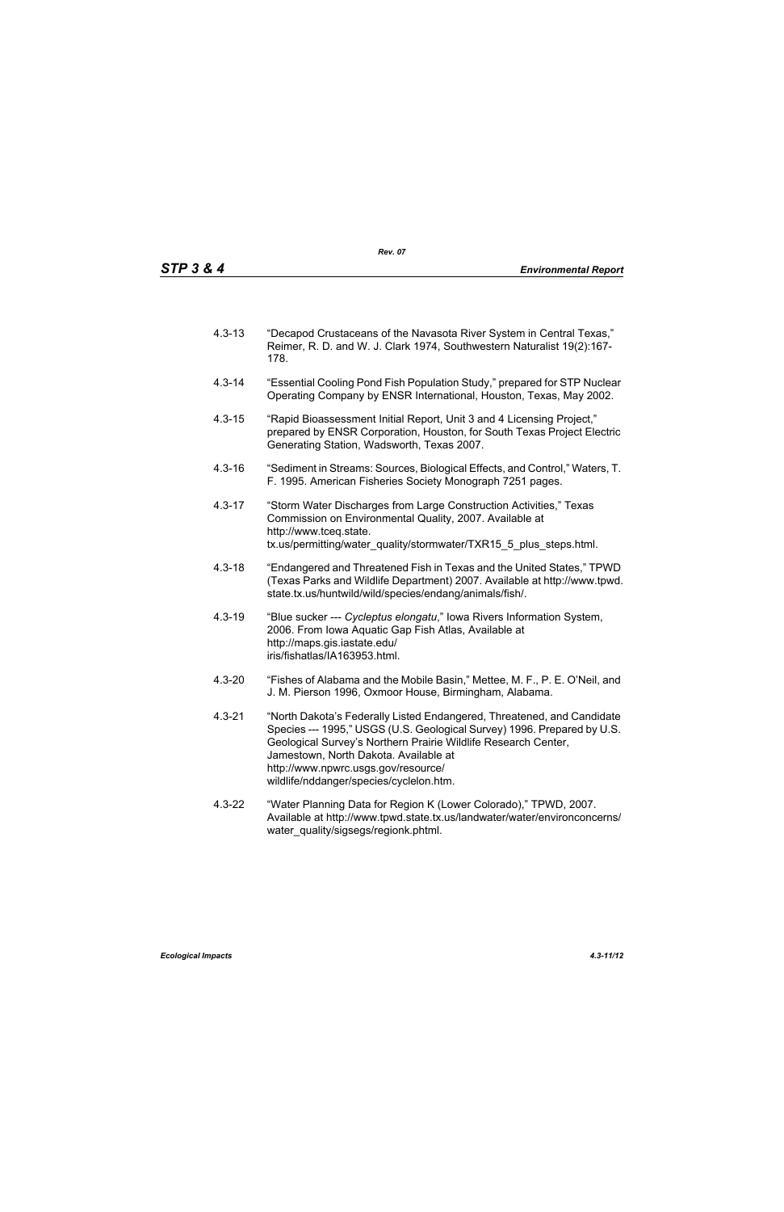4.3-13 "Decapod Crustaceans of the Navasota River System in Central Texas," Reimer, R. D. and W. J. Clark 1974, Southwestern Naturalist 19(2):167-178.

4.3-14 "Essential Cooling Pond Fish Population Study," prepared for STP Nuclear Operating Company by ENSR International, Houston, Texas, May 2002.

4.3-15 "Rapid Bioassessment Initial Report, Unit 3 and 4 Licensing Project," prepared by ENSR Corporation, Houston, for South Texas Project Electric Generating Station, Wadsworth, Texas 2007.

4.3-16 "Sediment in Streams: Sources, Biological Effects, and Control," Waters, T. F. 1995. American Fisheries Society Monograph 7251 pages.

4.3-17 "Storm Water Discharges from Large Construction Activities," Texas Commission on Environmental Quality, 2007. Available at http://www.tceq.state.tx.us/permitting/water_quality/stormwater/TXR15_5_plus_steps.html.

4.3-18 "Endangered and Threatened Fish in Texas and the United States," TPWD (Texas Parks and Wildlife Department) 2007. Available at http://www.tpwd.state.tx.us/huntwild/wild/species/endang/animals/fish/.

4.3-19 "Blue sucker --- *Cycleptus elongatu*," Iowa Rivers Information System, 2006. From Iowa Aquatic Gap Fish Atlas, Available at http://maps.gis.iastate.edu/iris/fishatlas/IA163953.html.

4.3-20 "Fishes of Alabama and the Mobile Basin," Mettee, M. F., P. E. O'Neil, and J. M. Pierson 1996, Oxmoor House, Birmingham, Alabama.

4.3-21 "North Dakota's Federally Listed Endangered, Threatened, and Candidate Species --- 1995," USGS (U.S. Geological Survey) 1996. Prepared by U.S. Geological Survey's Northern Prairie Wildlife Research Center, Jamestown, North Dakota. Available at http://www.npwrc.usgs.gov/resource/wildlife/nddanger/species/cyclelon.htm.

4.3-22 "Water Planning Data for Region K (Lower Colorado)," TPWD, 2007. Available at http://www.tpwd.state.tx.us/landwater/water/environconcerns/water_quality/sigsegs/regionk.phtml.